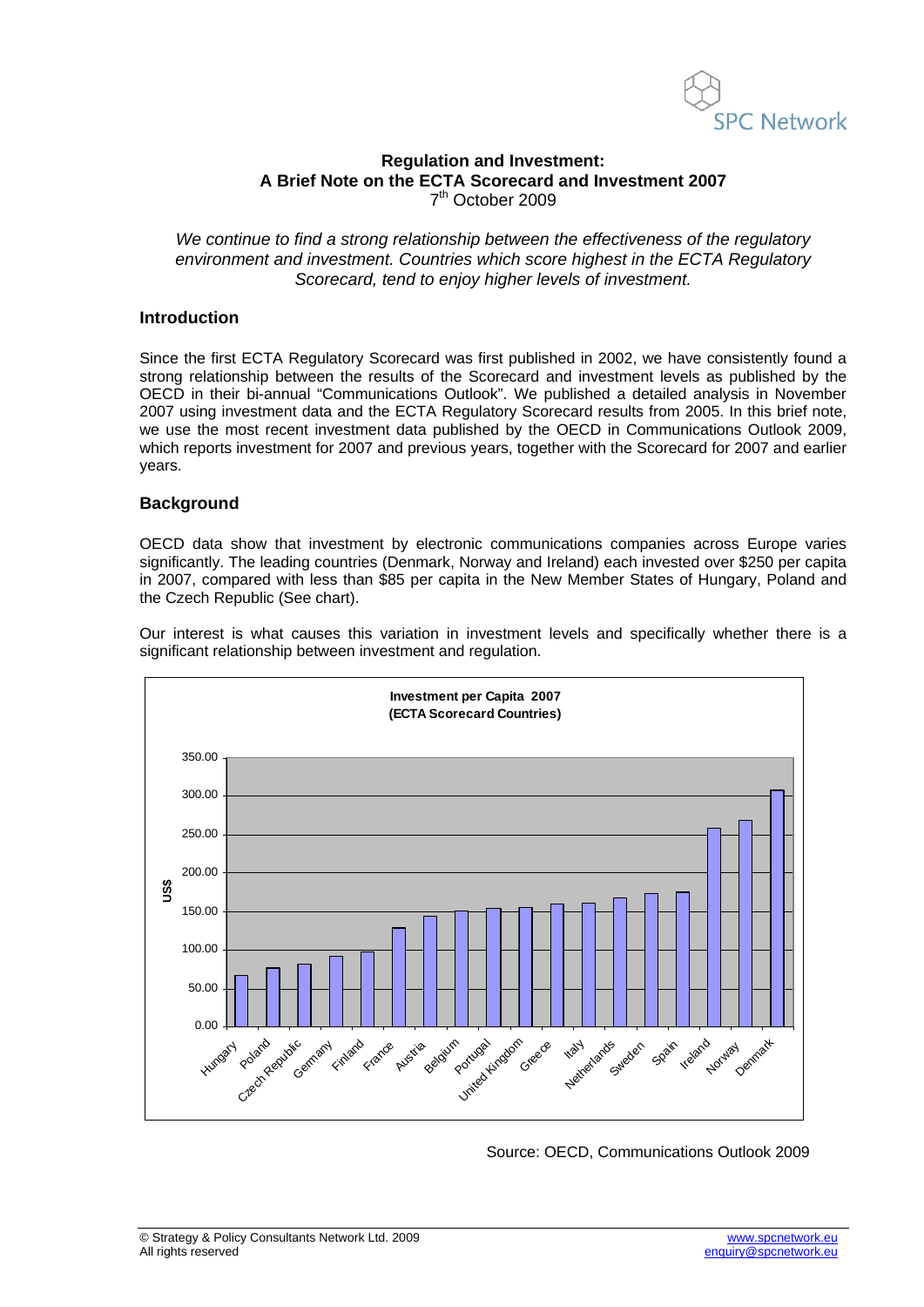# Regulation and Investment:
# A Brief Note on the ECTA Scorecard and Investment 2007

7th October 2009

*We continue to find a strong relationship between the effectiveness of the regulatory environment and investment. Countries which score highest in the ECTA Regulatory Scorecard, tend to enjoy higher levels of investment.*

## Introduction

Since the first ECTA Regulatory Scorecard was first published in 2002, we have consistently found a strong relationship between the results of the Scorecard and investment levels as published by the OECD in their bi-annual "Communications Outlook". We published a detailed analysis in November 2007 using investment data and the ECTA Regulatory Scorecard results from 2005. In this brief note, we use the most recent investment data published by the OECD in Communications Outlook 2009, which reports investment for 2007 and previous years, together with the Scorecard for 2007 and earlier years.

## Background

OECD data show that investment by electronic communications companies across Europe varies significantly. The leading countries (Denmark, Norway and Ireland) each invested over $250 per capita in 2007, compared with less than $85 per capita in the New Member States of Hungary, Poland and the Czech Republic (See chart).

Our interest is what causes this variation in investment levels and specifically whether there is a significant relationship between investment and regulation.

**Investment per Capita 2007**
**(ECTA Scorecard Countries)**

Source: OECD, Communications Outlook 2009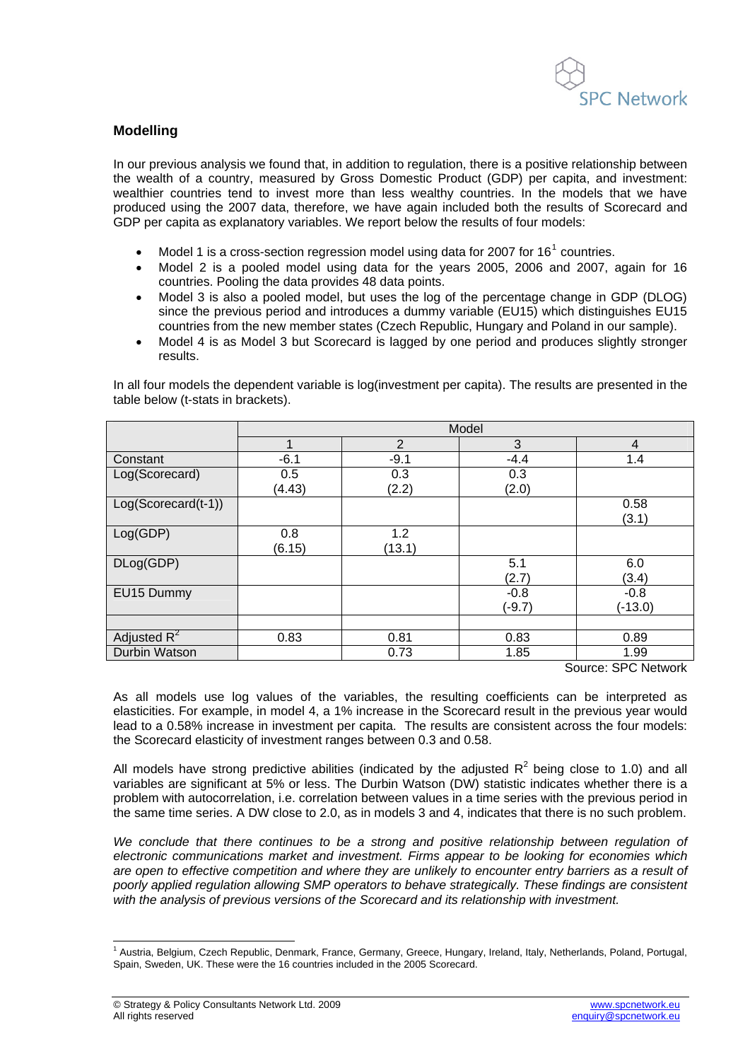## Modelling

In our previous analysis we found that, in addition to regulation, there is a positive relationship between the wealth of a country, measured by Gross Domestic Product (GDP) per capita, and investment: wealthier countries tend to invest more than less wealthy countries. In the models that we have produced using the 2007 data, therefore, we have again included both the results of Scorecard and GDP per capita as explanatory variables. We report below the results of four models:

- Model 1 is a cross-section regression model using data for 2007 for 16[1] countries.
- Model 2 is a pooled model using data for the years 2005, 2006 and 2007, again for 16 countries. Pooling the data provides 48 data points.
- Model 3 is also a pooled model, but uses the log of the percentage change in GDP (DLOG) since the previous period and introduces a dummy variable (EU15) which distinguishes EU15 countries from the new member states (Czech Republic, Hungary and Poland in our sample).
- Model 4 is as Model 3 but Scorecard is lagged by one period and produces slightly stronger results.

In all four models the dependent variable is log(investment per capita). The results are presented in the table below (t-stats in brackets).

| | Model | | | |
|---|---|---|---|---|
| | 1 | 2 | 3 | 4 |
| Constant | -6.1 | -9.1 | -4.4 | 1.4 |
| Log(Scorecard) | 0.5<br>(4.43) | 0.3<br>(2.2) | 0.3<br>(2.0) | |
| Log(Scorecard(t-1)) | | | | 0.58<br>(3.1) |
| Log(GDP) | 0.8<br>(6.15) | 1.2<br>(13.1) | | |
| DLog(GDP) | | | 5.1<br>(2.7) | 6.0<br>(3.4) |
| EU15 Dummy | | | -0.8<br>(-9.7) | -0.8<br>(-13.0) |
| | | | | |
| Adjusted $R^2$ | 0.83 | 0.81 | 0.83 | 0.89 |
| Durbin Watson | | 0.73 | 1.85 | 1.99 |

Source: SPC Network

As all models use log values of the variables, the resulting coefficients can be interpreted as elasticities. For example, in model 4, a 1% increase in the Scorecard result in the previous year would lead to a 0.58% increase in investment per capita. The results are consistent across the four models: the Scorecard elasticity of investment ranges between 0.3 and 0.58.

All models have strong predictive abilities (indicated by the adjusted $R^2$ being close to 1.0) and all variables are significant at 5% or less. The Durbin Watson (DW) statistic indicates whether there is a problem with autocorrelation, i.e. correlation between values in a time series with the previous period in the same time series. A DW close to 2.0, as in models 3 and 4, indicates that there is no such problem.

*We conclude that there continues to be a strong and positive relationship between regulation of electronic communications market and investment. Firms appear to be looking for economies which are open to effective competition and where they are unlikely to encounter entry barriers as a result of poorly applied regulation allowing SMP operators to behave strategically. These findings are consistent with the analysis of previous versions of the Scorecard and its relationship with investment.*

[1] Austria, Belgium, Czech Republic, Denmark, France, Germany, Greece, Hungary, Ireland, Italy, Netherlands, Poland, Portugal, Spain, Sweden, UK. These were the 16 countries included in the 2005 Scorecard.